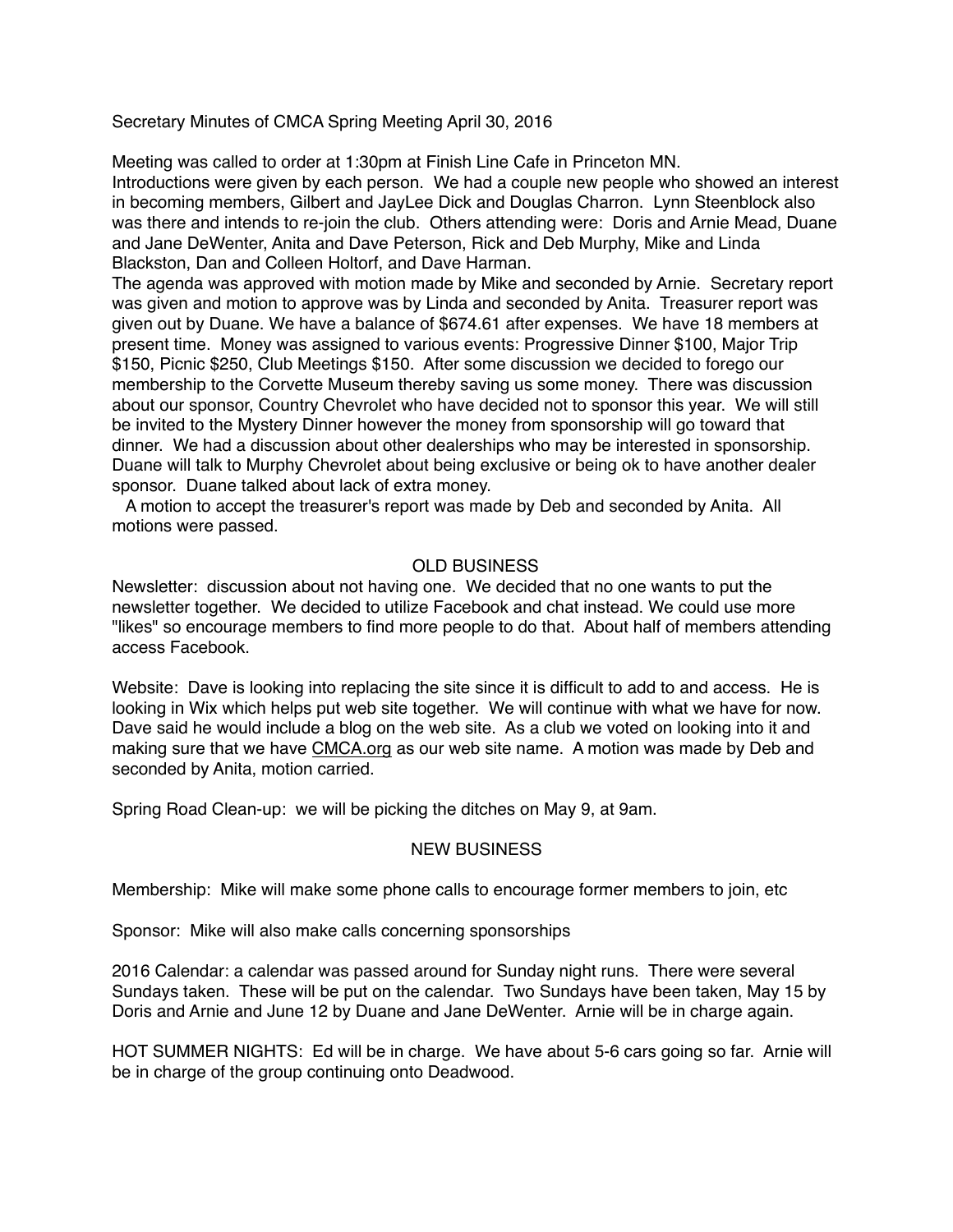Secretary Minutes of CMCA Spring Meeting April 30, 2016

Meeting was called to order at 1:30pm at Finish Line Cafe in Princeton MN.
Introductions were given by each person. We had a couple new people who showed an interest in becoming members, Gilbert and JayLee Dick and Douglas Charron. Lynn Steenblock also was there and intends to re-join the club. Others attending were: Doris and Arnie Mead, Duane and Jane DeWenter, Anita and Dave Peterson, Rick and Deb Murphy, Mike and Linda Blackston, Dan and Colleen Holtorf, and Dave Harman.
The agenda was approved with motion made by Mike and seconded by Arnie. Secretary report was given and motion to approve was by Linda and seconded by Anita. Treasurer report was given out by Duane. We have a balance of $674.61 after expenses. We have 18 members at present time. Money was assigned to various events: Progressive Dinner $100, Major Trip $150, Picnic $250, Club Meetings $150. After some discussion we decided to forego our membership to the Corvette Museum thereby saving us some money. There was discussion about our sponsor, Country Chevrolet who have decided not to sponsor this year. We will still be invited to the Mystery Dinner however the money from sponsorship will go toward that dinner. We had a discussion about other dealerships who may be interested in sponsorship. Duane will talk to Murphy Chevrolet about being exclusive or being ok to have another dealer sponsor. Duane talked about lack of extra money.
A motion to accept the treasurer's report was made by Deb and seconded by Anita. All motions were passed.

## OLD BUSINESS

Newsletter: discussion about not having one. We decided that no one wants to put the newsletter together. We decided to utilize Facebook and chat instead. We could use more "likes" so encourage members to find more people to do that. About half of members attending access Facebook.

Website: Dave is looking into replacing the site since it is difficult to add to and access. He is looking in Wix which helps put web site together. We will continue with what we have for now. Dave said he would include a blog on the web site. As a club we voted on looking into it and making sure that we have CMCA.org as our web site name. A motion was made by Deb and seconded by Anita, motion carried.

Spring Road Clean-up: we will be picking the ditches on May 9, at 9am.

## NEW BUSINESS

Membership: Mike will make some phone calls to encourage former members to join, etc

Sponsor: Mike will also make calls concerning sponsorships

2016 Calendar: a calendar was passed around for Sunday night runs. There were several Sundays taken. These will be put on the calendar. Two Sundays have been taken, May 15 by Doris and Arnie and June 12 by Duane and Jane DeWenter. Arnie will be in charge again.

HOT SUMMER NIGHTS: Ed will be in charge. We have about 5-6 cars going so far. Arnie will be in charge of the group continuing onto Deadwood.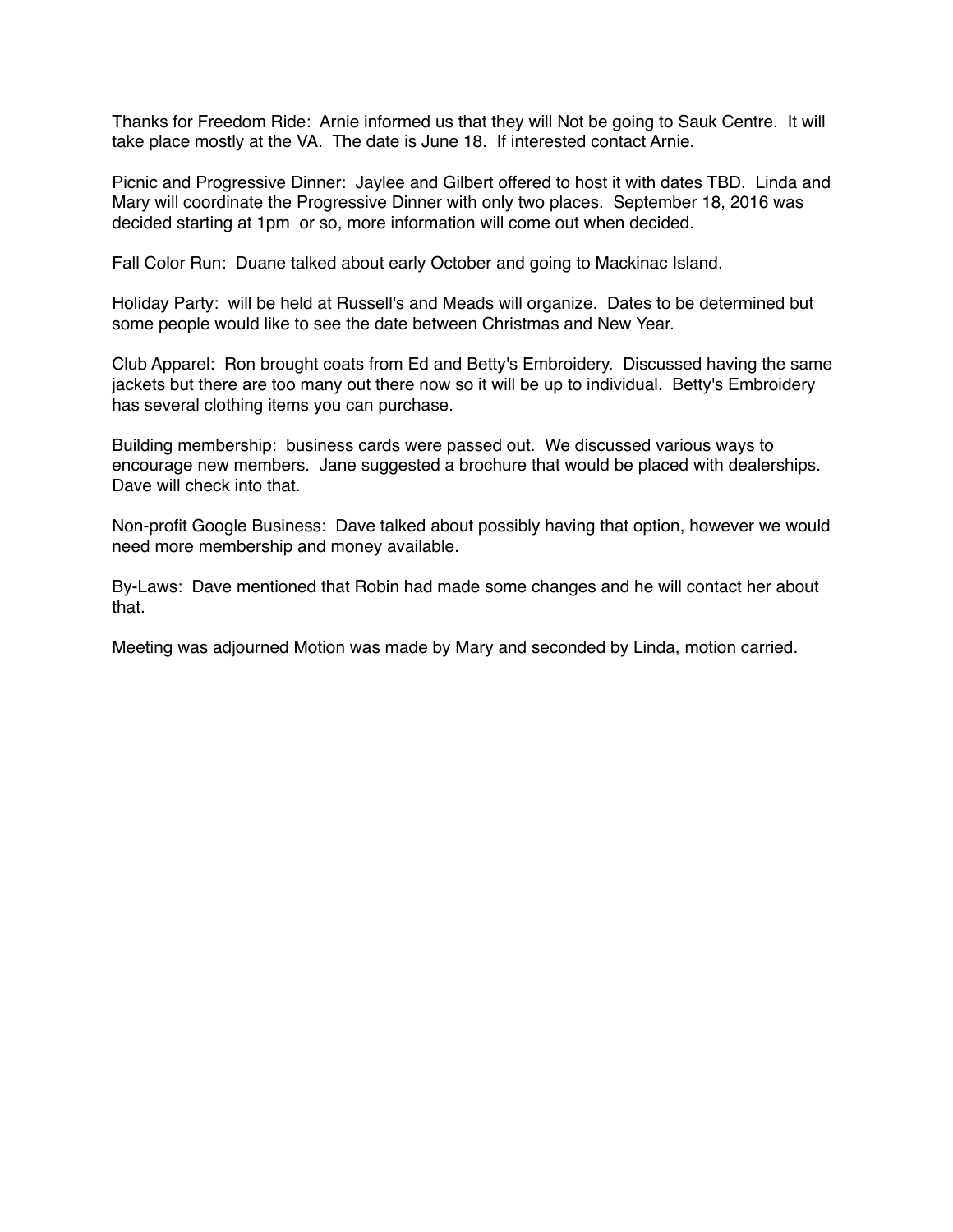Thanks for Freedom Ride: Arnie informed us that they will Not be going to Sauk Centre. It will take place mostly at the VA. The date is June 18. If interested contact Arnie.

Picnic and Progressive Dinner: Jaylee and Gilbert offered to host it with dates TBD. Linda and Mary will coordinate the Progressive Dinner with only two places. September 18, 2016 was decided starting at 1pm or so, more information will come out when decided.

Fall Color Run: Duane talked about early October and going to Mackinac Island.

Holiday Party: will be held at Russell's and Meads will organize. Dates to be determined but some people would like to see the date between Christmas and New Year.

Club Apparel: Ron brought coats from Ed and Betty's Embroidery. Discussed having the same jackets but there are too many out there now so it will be up to individual. Betty's Embroidery has several clothing items you can purchase.

Building membership: business cards were passed out. We discussed various ways to encourage new members. Jane suggested a brochure that would be placed with dealerships. Dave will check into that.

Non-profit Google Business: Dave talked about possibly having that option, however we would need more membership and money available.

By-Laws: Dave mentioned that Robin had made some changes and he will contact her about that.

Meeting was adjourned Motion was made by Mary and seconded by Linda, motion carried.